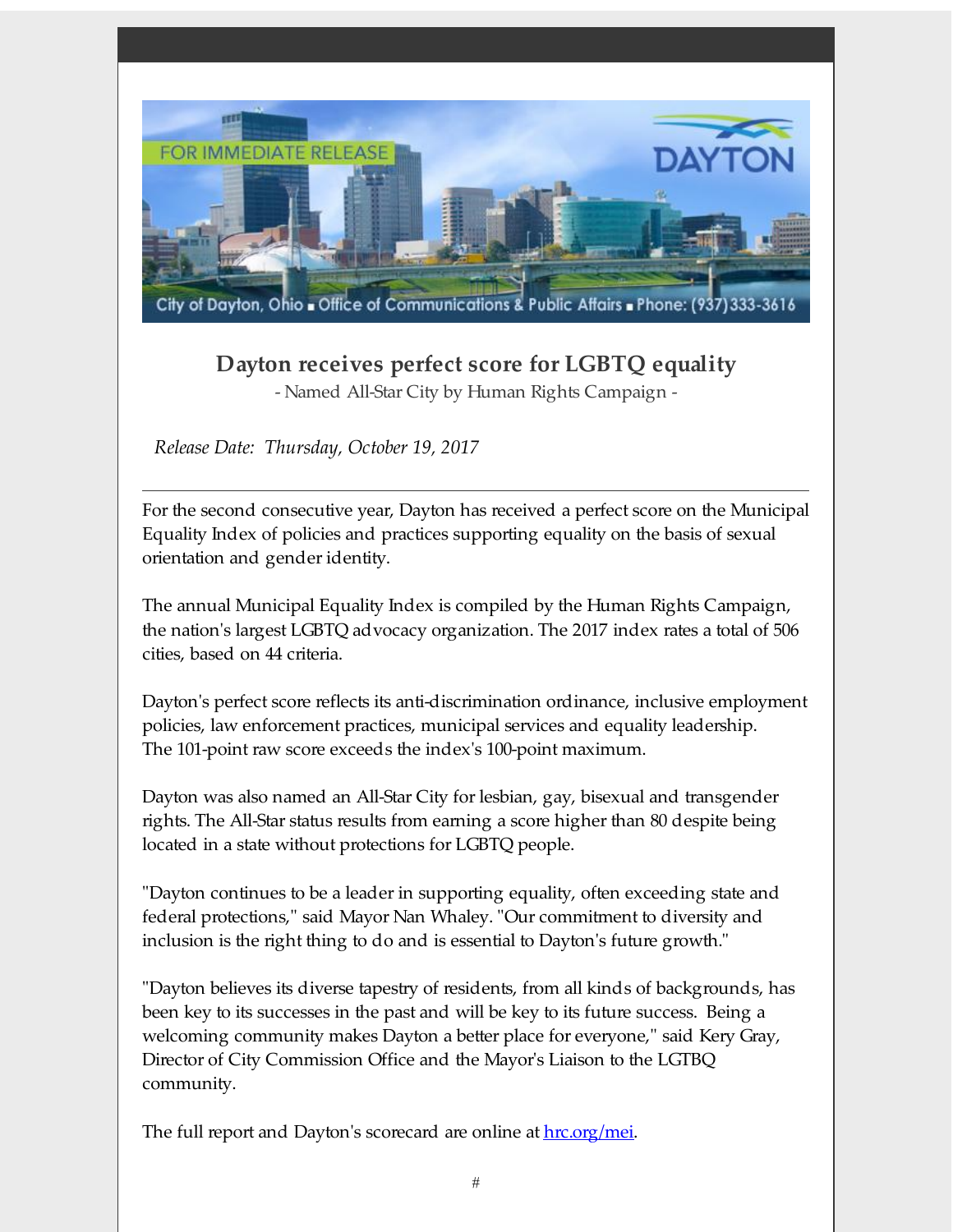FOR IMMEDIATE RELEASE

DAYTON

City of Dayton, Ohio ■ Office of Communications & Public Affairs ■ Phone: (937)333-3616

## Dayton receives perfect score for LGBTQ equality

- Named All-Star City by Human Rights Campaign -

*Release Date: Thursday, October 19, 2017*

---

For the second consecutive year, Dayton has received a perfect score on the Municipal Equality Index of policies and practices supporting equality on the basis of sexual orientation and gender identity.

The annual Municipal Equality Index is compiled by the Human Rights Campaign, the nation's largest LGBTQ advocacy organization. The 2017 index rates a total of 506 cities, based on 44 criteria.

Dayton's perfect score reflects its anti-discrimination ordinance, inclusive employment policies, law enforcement practices, municipal services and equality leadership. The 101-point raw score exceeds the index's 100-point maximum.

Dayton was also named an All-Star City for lesbian, gay, bisexual and transgender rights. The All-Star status results from earning a score higher than 80 despite being located in a state without protections for LGBTQ people.

"Dayton continues to be a leader in supporting equality, often exceeding state and federal protections," said Mayor Nan Whaley. "Our commitment to diversity and inclusion is the right thing to do and is essential to Dayton's future growth."

"Dayton believes its diverse tapestry of residents, from all kinds of backgrounds, has been key to its successes in the past and will be key to its future success. Being a welcoming community makes Dayton a better place for everyone," said Kery Gray, Director of City Commission Office and the Mayor's Liaison to the LGTBQ community.

The full report and Dayton's scorecard are online at [hrc.org/mei](hrc.org/mei).

#